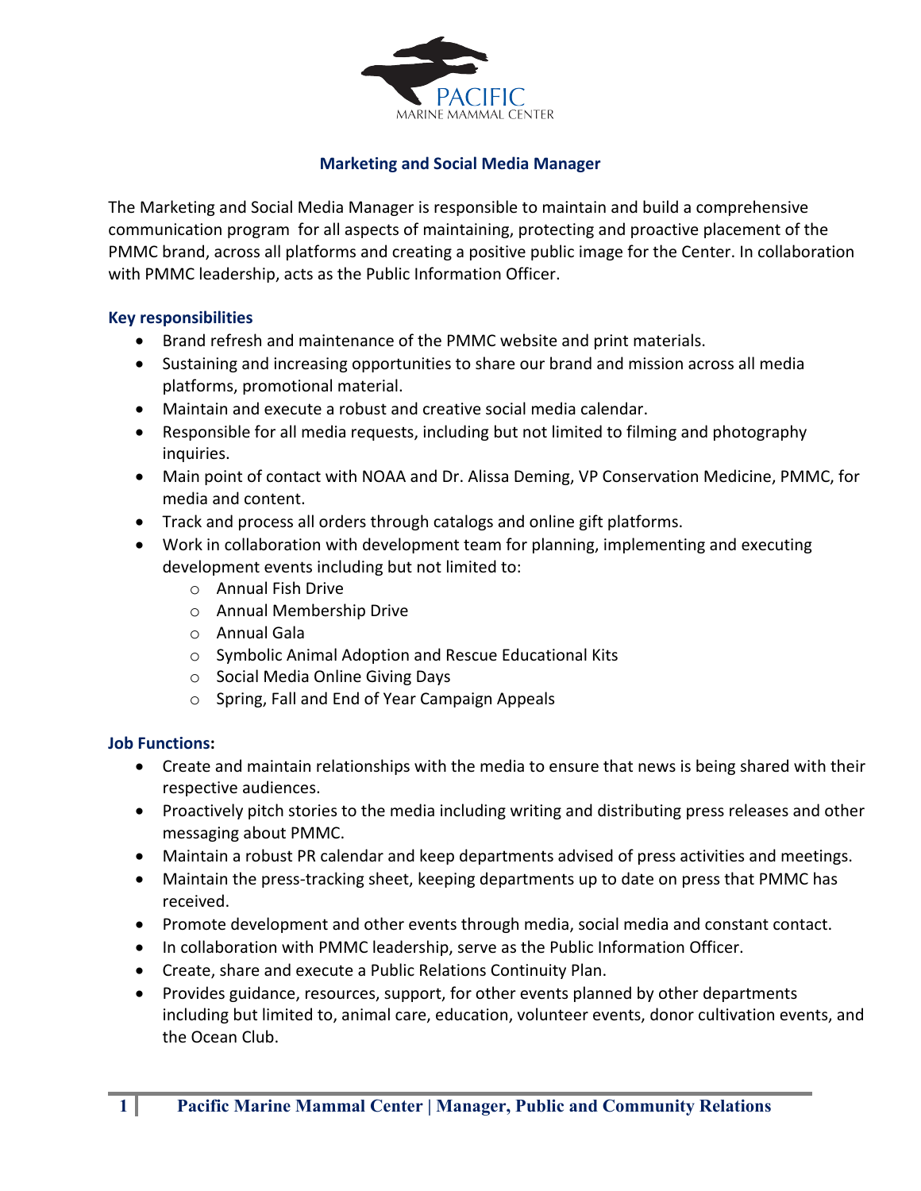PACIFIC
MARINE MAMMAL CENTER

## Marketing and Social Media Manager

The Marketing and Social Media Manager is responsible to maintain and build a comprehensive communication program for all aspects of maintaining, protecting and proactive placement of the PMMC brand, across all platforms and creating a positive public image for the Center. In collaboration with PMMC leadership, acts as the Public Information Officer.

### Key responsibilities

- Brand refresh and maintenance of the PMMC website and print materials.
- Sustaining and increasing opportunities to share our brand and mission across all media platforms, promotional material.
- Maintain and execute a robust and creative social media calendar.
- Responsible for all media requests, including but not limited to filming and photography inquiries.
- Main point of contact with NOAA and Dr. Alissa Deming, VP Conservation Medicine, PMMC, for media and content.
- Track and process all orders through catalogs and online gift platforms.
- Work in collaboration with development team for planning, implementing and executing development events including but not limited to:
  - Annual Fish Drive
  - Annual Membership Drive
  - Annual Gala
  - Symbolic Animal Adoption and Rescue Educational Kits
  - Social Media Online Giving Days
  - Spring, Fall and End of Year Campaign Appeals

### Job Functions:

- Create and maintain relationships with the media to ensure that news is being shared with their respective audiences.
- Proactively pitch stories to the media including writing and distributing press releases and other messaging about PMMC.
- Maintain a robust PR calendar and keep departments advised of press activities and meetings.
- Maintain the press-tracking sheet, keeping departments up to date on press that PMMC has received.
- Promote development and other events through media, social media and constant contact.
- In collaboration with PMMC leadership, serve as the Public Information Officer.
- Create, share and execute a Public Relations Continuity Plan.
- Provides guidance, resources, support, for other events planned by other departments including but limited to, animal care, education, volunteer events, donor cultivation events, and the Ocean Club.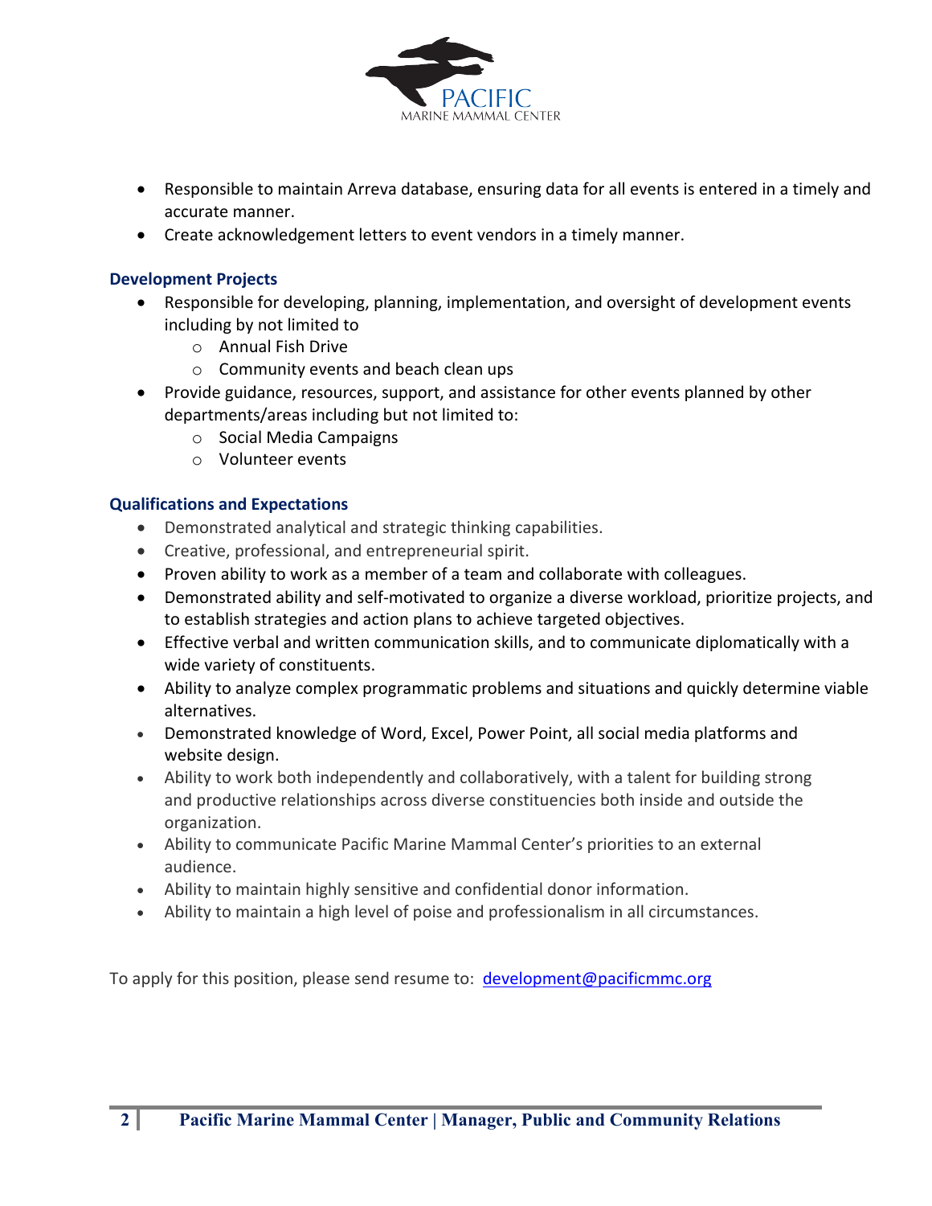- Responsible to maintain Arreva database, ensuring data for all events is entered in a timely and accurate manner.
- Create acknowledgement letters to event vendors in a timely manner.

### Development Projects

- Responsible for developing, planning, implementation, and oversight of development events including by not limited to
  - Annual Fish Drive
  - Community events and beach clean ups
- Provide guidance, resources, support, and assistance for other events planned by other departments/areas including but not limited to:
  - Social Media Campaigns
  - Volunteer events

### Qualifications and Expectations

- Demonstrated analytical and strategic thinking capabilities.
- Creative, professional, and entrepreneurial spirit.
- Proven ability to work as a member of a team and collaborate with colleagues.
- Demonstrated ability and self-motivated to organize a diverse workload, prioritize projects, and to establish strategies and action plans to achieve targeted objectives.
- Effective verbal and written communication skills, and to communicate diplomatically with a wide variety of constituents.
- Ability to analyze complex programmatic problems and situations and quickly determine viable alternatives.
- Demonstrated knowledge of Word, Excel, Power Point, all social media platforms and website design.
- Ability to work both independently and collaboratively, with a talent for building strong and productive relationships across diverse constituencies both inside and outside the organization.
- Ability to communicate Pacific Marine Mammal Center's priorities to an external audience.
- Ability to maintain highly sensitive and confidential donor information.
- Ability to maintain a high level of poise and professionalism in all circumstances.

To apply for this position, please send resume to: development@pacificmmc.org